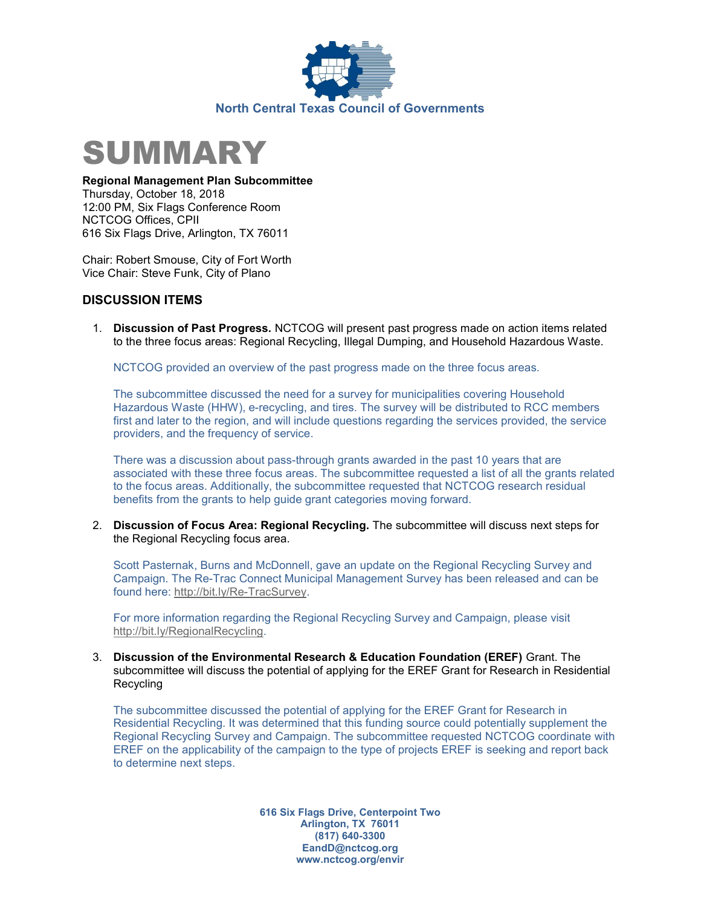North Central Texas Council of Governments

# SUMMARY

**Regional Management Plan Subcommittee**
Thursday, October 18, 2018
12:00 PM, Six Flags Conference Room
NCTCOG Offices, CPII
616 Six Flags Drive, Arlington, TX 76011

Chair: Robert Smouse, City of Fort Worth
Vice Chair: Steve Funk, City of Plano

## DISCUSSION ITEMS

1. **Discussion of Past Progress.** NCTCOG will present past progress made on action items related to the three focus areas: Regional Recycling, Illegal Dumping, and Household Hazardous Waste.

   NCTCOG provided an overview of the past progress made on the three focus areas.

   The subcommittee discussed the need for a survey for municipalities covering Household Hazardous Waste (HHW), e-recycling, and tires. The survey will be distributed to RCC members first and later to the region, and will include questions regarding the services provided, the service providers, and the frequency of service.

   There was a discussion about pass-through grants awarded in the past 10 years that are associated with these three focus areas. The subcommittee requested a list of all the grants related to the focus areas. Additionally, the subcommittee requested that NCTCOG research residual benefits from the grants to help guide grant categories moving forward.

2. **Discussion of Focus Area: Regional Recycling.** The subcommittee will discuss next steps for the Regional Recycling focus area.

   Scott Pasternak, Burns and McDonnell, gave an update on the Regional Recycling Survey and Campaign. The Re-Trac Connect Municipal Management Survey has been released and can be found here: http://bit.ly/Re-TracSurvey.

   For more information regarding the Regional Recycling Survey and Campaign, please visit http://bit.ly/RegionalRecycling.

3. **Discussion of the Environmental Research & Education Foundation (EREF)** Grant. The subcommittee will discuss the potential of applying for the EREF Grant for Research in Residential Recycling

   The subcommittee discussed the potential of applying for the EREF Grant for Research in Residential Recycling. It was determined that this funding source could potentially supplement the Regional Recycling Survey and Campaign. The subcommittee requested NCTCOG coordinate with EREF on the applicability of the campaign to the type of projects EREF is seeking and report back to determine next steps.

616 Six Flags Drive, Centerpoint Two
Arlington, TX 76011
(817) 640-3300
EandD@nctcog.org
www.nctcog.org/envir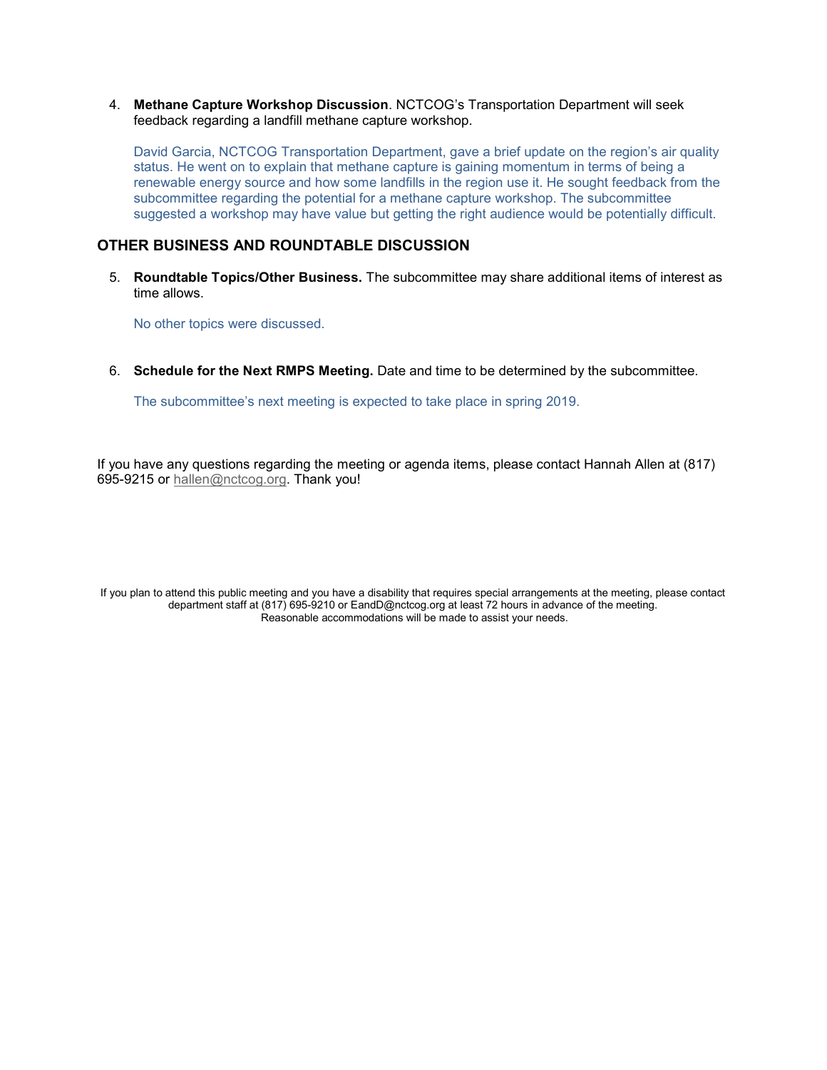4. **Methane Capture Workshop Discussion**. NCTCOG's Transportation Department will seek feedback regarding a landfill methane capture workshop.

   David Garcia, NCTCOG Transportation Department, gave a brief update on the region's air quality status. He went on to explain that methane capture is gaining momentum in terms of being a renewable energy source and how some landfills in the region use it. He sought feedback from the subcommittee regarding the potential for a methane capture workshop. The subcommittee suggested a workshop may have value but getting the right audience would be potentially difficult.

## OTHER BUSINESS AND ROUNDTABLE DISCUSSION

5. **Roundtable Topics/Other Business.** The subcommittee may share additional items of interest as time allows.

   No other topics were discussed.

6. **Schedule for the Next RMPS Meeting.** Date and time to be determined by the subcommittee.

   The subcommittee's next meeting is expected to take place in spring 2019.

If you have any questions regarding the meeting or agenda items, please contact Hannah Allen at (817) 695-9215 or hallen@nctcog.org. Thank you!

If you plan to attend this public meeting and you have a disability that requires special arrangements at the meeting, please contact department staff at (817) 695-9210 or EandD@nctcog.org at least 72 hours in advance of the meeting. Reasonable accommodations will be made to assist your needs.